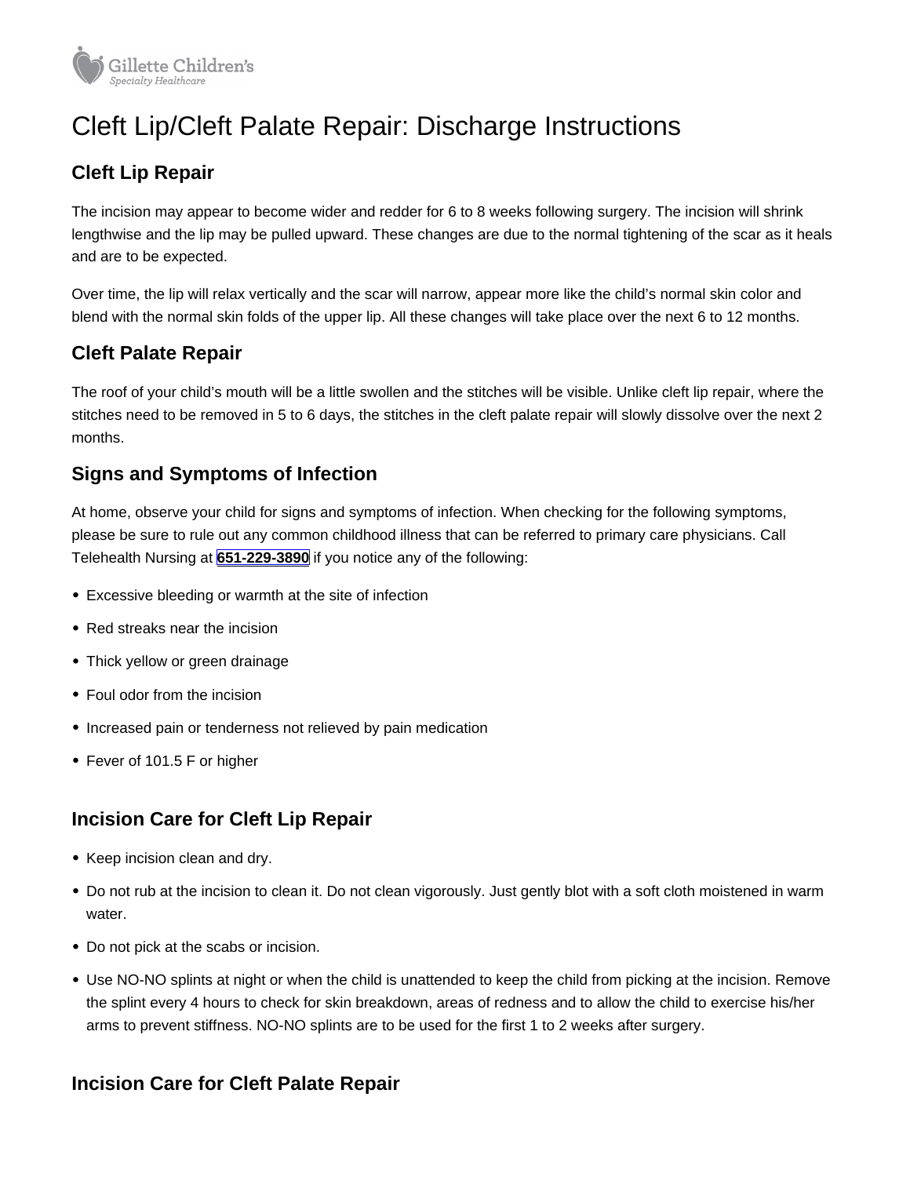Gillette Children's Specialty Healthcare

# Cleft Lip/Cleft Palate Repair: Discharge Instructions

## Cleft Lip Repair

The incision may appear to become wider and redder for 6 to 8 weeks following surgery. The incision will shrink lengthwise and the lip may be pulled upward. These changes are due to the normal tightening of the scar as it heals and are to be expected.

Over time, the lip will relax vertically and the scar will narrow, appear more like the child's normal skin color and blend with the normal skin folds of the upper lip. All these changes will take place over the next 6 to 12 months.

## Cleft Palate Repair

The roof of your child's mouth will be a little swollen and the stitches will be visible. Unlike cleft lip repair, where the stitches need to be removed in 5 to 6 days, the stitches in the cleft palate repair will slowly dissolve over the next 2 months.

## Signs and Symptoms of Infection

At home, observe your child for signs and symptoms of infection. When checking for the following symptoms, please be sure to rule out any common childhood illness that can be referred to primary care physicians. Call Telehealth Nursing at **651-229-3890** if you notice any of the following:

- Excessive bleeding or warmth at the site of infection
- Red streaks near the incision
- Thick yellow or green drainage
- Foul odor from the incision
- Increased pain or tenderness not relieved by pain medication
- Fever of 101.5 F or higher

## Incision Care for Cleft Lip Repair

- Keep incision clean and dry.
- Do not rub at the incision to clean it. Do not clean vigorously. Just gently blot with a soft cloth moistened in warm water.
- Do not pick at the scabs or incision.
- Use NO-NO splints at night or when the child is unattended to keep the child from picking at the incision. Remove the splint every 4 hours to check for skin breakdown, areas of redness and to allow the child to exercise his/her arms to prevent stiffness. NO-NO splints are to be used for the first 1 to 2 weeks after surgery.

## Incision Care for Cleft Palate Repair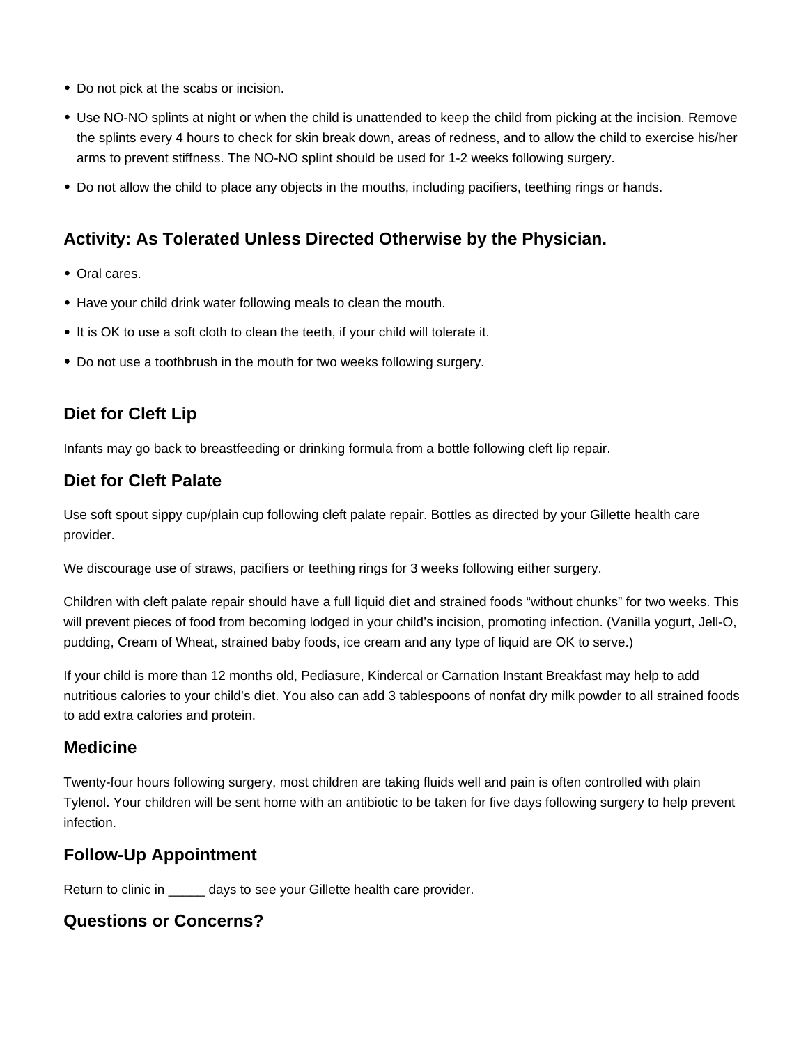- Do not pick at the scabs or incision.
- Use NO-NO splints at night or when the child is unattended to keep the child from picking at the incision. Remove the splints every 4 hours to check for skin break down, areas of redness, and to allow the child to exercise his/her arms to prevent stiffness. The NO-NO splint should be used for 1-2 weeks following surgery.
- Do not allow the child to place any objects in the mouths, including pacifiers, teething rings or hands.

## Activity: As Tolerated Unless Directed Otherwise by the Physician.

- Oral cares.
- Have your child drink water following meals to clean the mouth.
- It is OK to use a soft cloth to clean the teeth, if your child will tolerate it.
- Do not use a toothbrush in the mouth for two weeks following surgery.

## Diet for Cleft Lip

Infants may go back to breastfeeding or drinking formula from a bottle following cleft lip repair.

## Diet for Cleft Palate

Use soft spout sippy cup/plain cup following cleft palate repair. Bottles as directed by your Gillette health care provider.

We discourage use of straws, pacifiers or teething rings for 3 weeks following either surgery.

Children with cleft palate repair should have a full liquid diet and strained foods "without chunks" for two weeks. This will prevent pieces of food from becoming lodged in your child's incision, promoting infection. (Vanilla yogurt, Jell-O, pudding, Cream of Wheat, strained baby foods, ice cream and any type of liquid are OK to serve.)

If your child is more than 12 months old, Pediasure, Kindercal or Carnation Instant Breakfast may help to add nutritious calories to your child's diet. You also can add 3 tablespoons of nonfat dry milk powder to all strained foods to add extra calories and protein.

## Medicine

Twenty-four hours following surgery, most children are taking fluids well and pain is often controlled with plain Tylenol. Your children will be sent home with an antibiotic to be taken for five days following surgery to help prevent infection.

## Follow-Up Appointment

Return to clinic in _____ days to see your Gillette health care provider.

## Questions or Concerns?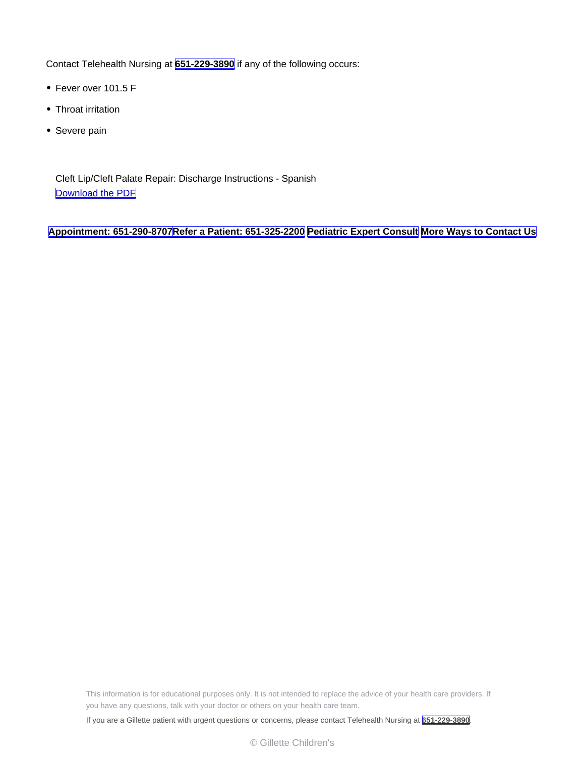Contact Telehealth Nursing at **651-229-3890** if any of the following occurs:

- Fever over 101.5 F
- Throat irritation
- Severe pain

Cleft Lip/Cleft Palate Repair: Discharge Instructions - Spanish
Download the PDF

**Appointment: 651-290-8707** **Refer a Patient: 651-325-2200** **Pediatric Expert Consult** **More Ways to Contact Us**

This information is for educational purposes only. It is not intended to replace the advice of your health care providers. If you have any questions, talk with your doctor or others on your health care team.

If you are a Gillette patient with urgent questions or concerns, please contact Telehealth Nursing at **651-229-3890**.

© Gillette Children's